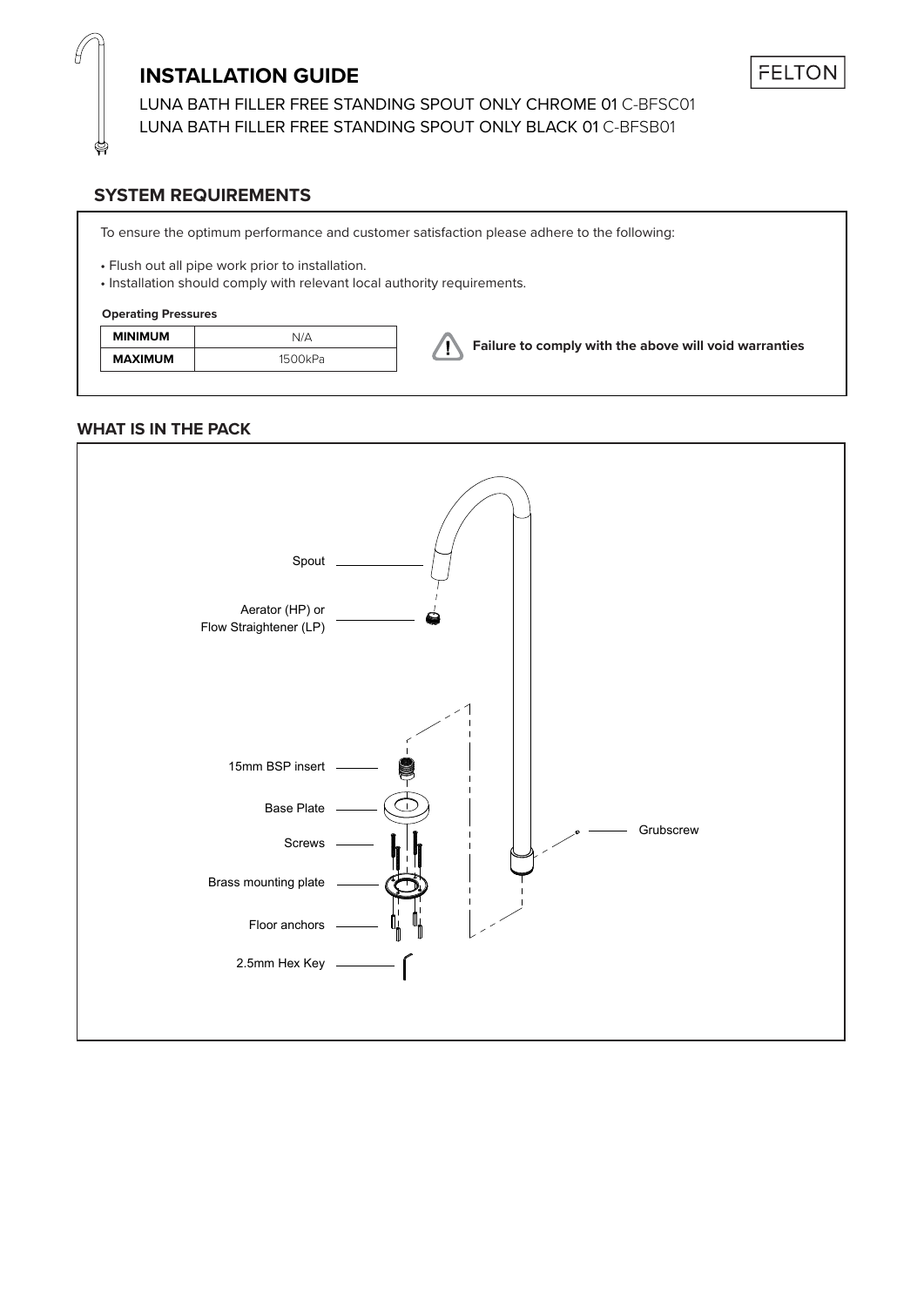# INSTALLATION GUIDE

LUNA BATH FILLER FREE STANDING SPOUT ONLY CHROME 01 C-BFSC01
LUNA BATH FILLER FREE STANDING SPOUT ONLY BLACK 01 C-BFSB01

FELTON

## SYSTEM REQUIREMENTS

To ensure the optimum performance and customer satisfaction please adhere to the following:

- Flush out all pipe work prior to installation.
- Installation should comply with relevant local authority requirements.

**Operating Pressures**

| | |
|---|---|
| **MINIMUM** | N/A |
| **MAXIMUM** | 1500kPa |

**Failure to comply with the above will void warranties**

## WHAT IS IN THE PACK

- Spout
- Aerator (HP) or Flow Straightener (LP)
- 15mm BSP insert
- Base Plate
- Screws
- Brass mounting plate
- Floor anchors
- 2.5mm Hex Key
- Grubscrew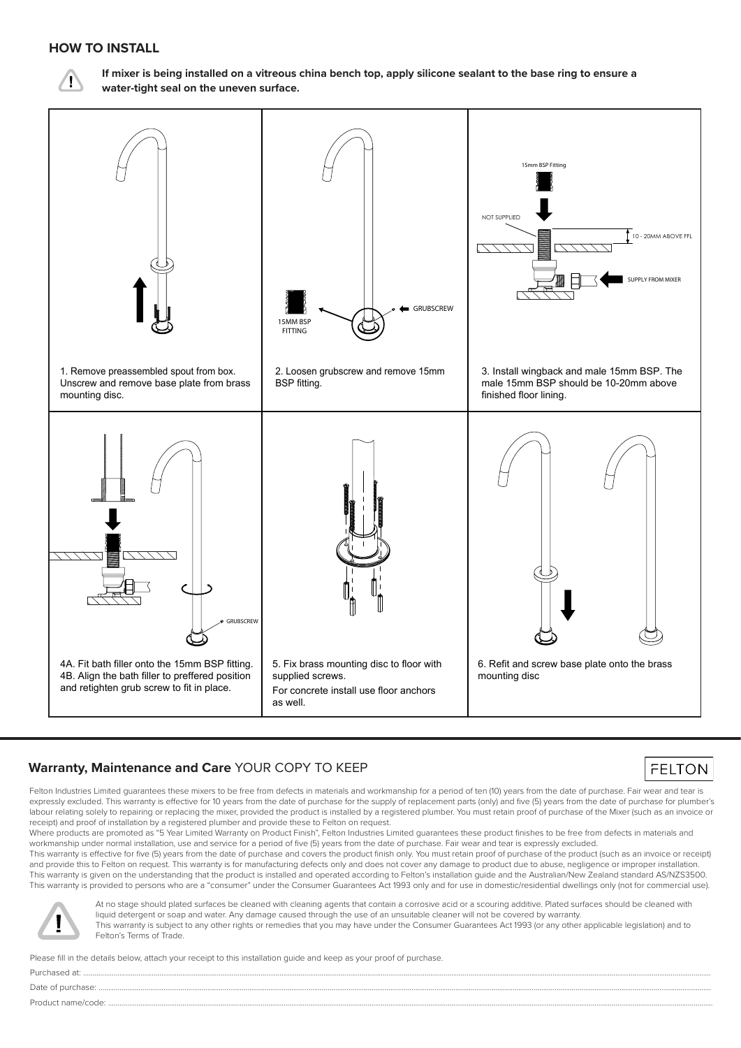## HOW TO INSTALL

**If mixer is being installed on a vitreous china bench top, apply silicone sealant to the base ring to ensure a water-tight seal on the uneven surface.**

15MM BSP FITTING

GRUBSCREW

15mm BSP Fitting

NOT SUPPLIED

10 - 20MM ABOVE FFL

SUPPLY FROM MIXER

1. Remove preassembled spout from box. Unscrew and remove base plate from brass mounting disc.

2. Loosen grubscrew and remove 15mm BSP fitting.

3. Install wingback and male 15mm BSP. The male 15mm BSP should be 10-20mm above finished floor lining.

GRUBSCREW

4A. Fit bath filler onto the 15mm BSP fitting.
4B. Align the bath filler to preffered position and retighten grub screw to fit in place.

5. Fix brass mounting disc to floor with supplied screws.
For concrete install use floor anchors as well.

6. Refit and screw base plate onto the brass mounting disc

## **Warranty, Maintenance and Care** YOUR COPY TO KEEP

FELTON

Felton Industries Limited guarantees these mixers to be free from defects in materials and workmanship for a period of ten (10) years from the date of purchase. Fair wear and tear is expressly excluded. This warranty is effective for 10 years from the date of purchase for the supply of replacement parts (only) and five (5) years from the date of purchase for plumber's labour relating solely to repairing or replacing the mixer, provided the product is installed by a registered plumber. You must retain proof of purchase of the Mixer (such as an invoice or receipt) and proof of installation by a registered plumber and provide these to Felton on request.
Where products are promoted as "5 Year Limited Warranty on Product Finish", Felton Industries Limited guarantees these product finishes to be free from defects in materials and workmanship under normal installation, use and service for a period of five (5) years from the date of purchase. Fair wear and tear is expressly excluded.
This warranty is effective for five (5) years from the date of purchase and covers the product finish only. You must retain proof of purchase of the product (such as an invoice or receipt) and provide this to Felton on request. This warranty is for manufacturing defects only and does not cover any damage to product due to abuse, negligence or improper installation.
This warranty is given on the understanding that the product is installed and operated according to Felton's installation guide and the Australian/New Zealand standard AS/NZS3500.
This warranty is provided to persons who are a "consumer" under the Consumer Guarantees Act 1993 only and for use in domestic/residential dwellings only (not for commercial use).

At no stage should plated surfaces be cleaned with cleaning agents that contain a corrosive acid or a scouring additive. Plated surfaces should be cleaned with liquid detergent or soap and water. Any damage caused through the use of an unsuitable cleaner will not be covered by warranty.
This warranty is subject to any other rights or remedies that you may have under the Consumer Guarantees Act 1993 (or any other applicable legislation) and to Felton's Terms of Trade.

Please fill in the details below, attach your receipt to this installation guide and keep as your proof of purchase.

Purchased at: ..............................

Date of purchase: ..............................

Product name/code: ..............................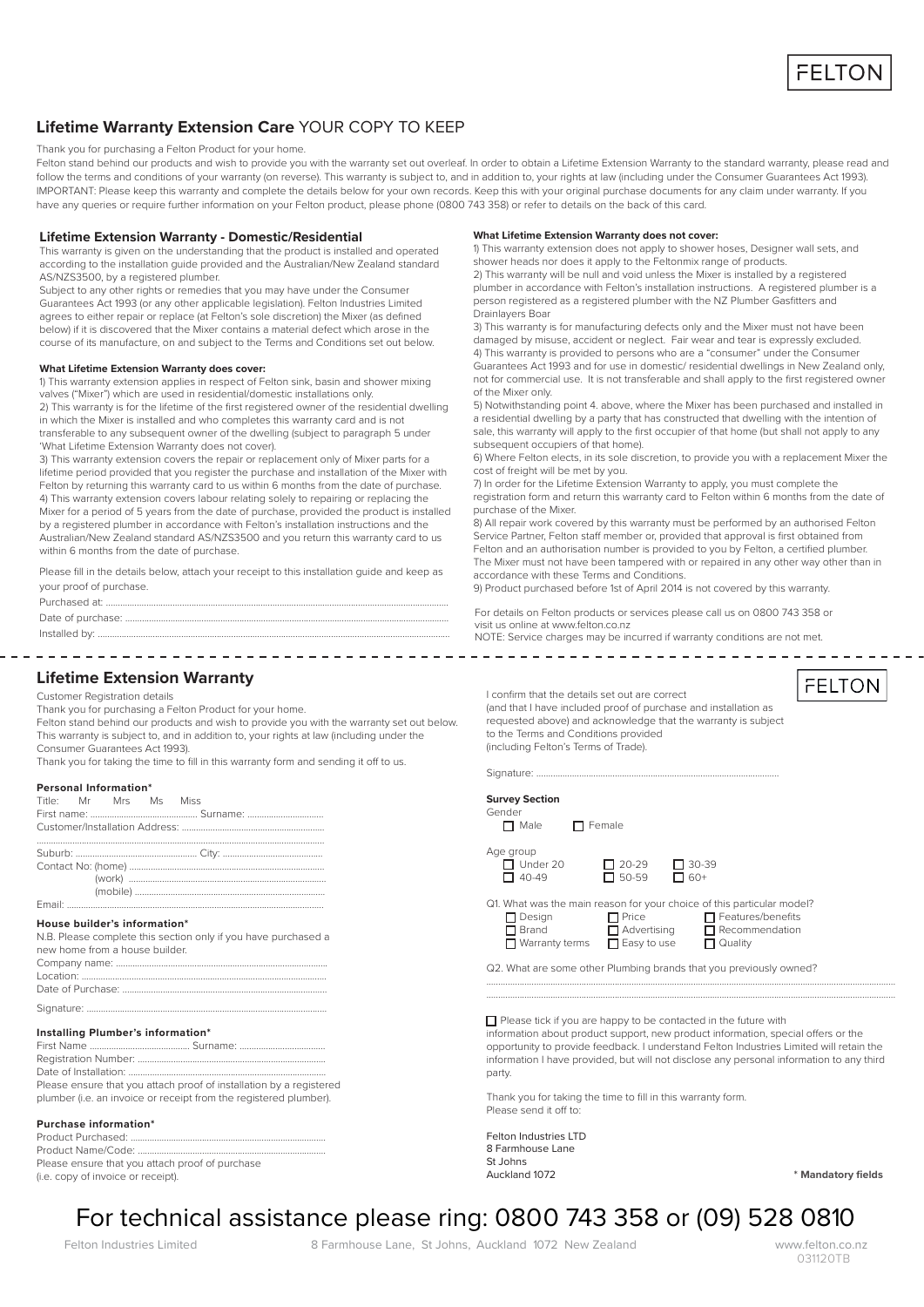FELTON

## **Lifetime Warranty Extension Care** YOUR COPY TO KEEP

Thank you for purchasing a Felton Product for your home.

Felton stand behind our products and wish to provide you with the warranty set out overleaf. In order to obtain a Lifetime Extension Warranty to the standard warranty, please read and follow the terms and conditions of your warranty (on reverse). This warranty is subject to, and in addition to, your rights at law (including under the Consumer Guarantees Act 1993). IMPORTANT: Please keep this warranty and complete the details below for your own records. Keep this with your original purchase documents for any claim under warranty. If you have any queries or require further information on your Felton product, please phone (0800 743 358) or refer to details on the back of this card.

### Lifetime Extension Warranty - Domestic/Residential

This warranty is given on the understanding that the product is installed and operated according to the installation guide provided and the Australian/New Zealand standard AS/NZS3500, by a registered plumber.

Subject to any other rights or remedies that you may have under the Consumer Guarantees Act 1993 (or any other applicable legislation). Felton Industries Limited agrees to either repair or replace (at Felton's sole discretion) the Mixer (as defined below) if it is discovered that the Mixer contains a material defect which arose in the course of its manufacture, on and subject to the Terms and Conditions set out below.

**What Lifetime Extension Warranty does cover:**

1) This warranty extension applies in respect of Felton sink, basin and shower mixing valves ("Mixer") which are used in residential/domestic installations only.
2) This warranty is for the lifetime of the first registered owner of the residential dwelling in which the Mixer is installed and who completes this warranty card and is not transferable to any subsequent owner of the dwelling (subject to paragraph 5 under 'What Lifetime Extension Warranty does not cover).
3) This warranty extension covers the repair or replacement only of Mixer parts for a lifetime period provided that you register the purchase and installation of the Mixer with Felton by returning this warranty card to us within 6 months from the date of purchase.
4) This warranty extension covers labour relating solely to repairing or replacing the Mixer for a period of 5 years from the date of purchase, provided the product is installed by a registered plumber in accordance with Felton's installation instructions and the Australian/New Zealand standard AS/NZS3500 and you return this warranty card to us within 6 months from the date of purchase.

Please fill in the details below, attach your receipt to this installation guide and keep as your proof of purchase.

Purchased at: ..........

Date of purchase: ..........

Installed by: ..........

**What Lifetime Extension Warranty does not cover:**

1) This warranty extension does not apply to shower hoses, Designer wall sets, and shower heads nor does it apply to the Feltonmix range of products.
2) This warranty will be null and void unless the Mixer is installed by a registered plumber in accordance with Felton's installation instructions. A registered plumber is a person registered as a registered plumber with the NZ Plumber Gasfitters and Drainlayers Boar
3) This warranty is for manufacturing defects only and the Mixer must not have been damaged by misuse, accident or neglect. Fair wear and tear is expressly excluded.
4) This warranty is provided to persons who are a "consumer" under the Consumer Guarantees Act 1993 and for use in domestic/ residential dwellings in New Zealand only, not for commercial use. It is not transferable and shall apply to the first registered owner of the Mixer only.
5) Notwithstanding point 4. above, where the Mixer has been purchased and installed in a residential dwelling by a party that has constructed that dwelling with the intention of sale, this warranty will apply to the first occupier of that home (but shall not apply to any subsequent occupiers of that home).
6) Where Felton elects, in its sole discretion, to provide you with a replacement Mixer the cost of freight will be met by you.
7) In order for the Lifetime Extension Warranty to apply, you must complete the registration form and return this warranty card to Felton within 6 months from the date of purchase of the Mixer.
8) All repair work covered by this warranty must be performed by an authorised Felton Service Partner, Felton staff member or, provided that approval is first obtained from Felton and an authorisation number is provided to you by Felton, a certified plumber. The Mixer must not have been tampered with or repaired in any other way other than in accordance with these Terms and Conditions.
9) Product purchased before 1st of April 2014 is not covered by this warranty.

For details on Felton products or services please call us on 0800 743 358 or visit us online at www.felton.co.nz
NOTE: Service charges may be incurred if warranty conditions are not met.

---

## Lifetime Extension Warranty

FELTON

Customer Registration details

Thank you for purchasing a Felton Product for your home.

Felton stand behind our products and wish to provide you with the warranty set out below. This warranty is subject to, and in addition to, your rights at law (including under the Consumer Guarantees Act 1993).

Thank you for taking the time to fill in this warranty form and sending it off to us.

**Personal Information***

Title: Mr Mrs Ms Miss

First name: .......... Surname: ..........

Customer/Installation Address: ..........

..........

Suburb: .......... City: ..........

Contact No: (home) ..........

(work) ..........

(mobile) ..........

Email: ..........

**House builder's information***

N.B. Please complete this section only if you have purchased a new home from a house builder.

Company name: ..........

Location: ..........

Date of Purchase: ..........

Signature: ..........

**Installing Plumber's information***

First Name .......... Surname: ..........

Registration Number: ..........

Date of Installation: ..........

Please ensure that you attach proof of installation by a registered plumber (i.e. an invoice or receipt from the registered plumber).

**Purchase information***

Product Purchased: ..........

Product Name/Code: ..........

Please ensure that you attach proof of purchase (i.e. copy of invoice or receipt).

I confirm that the details set out are correct (and that I have included proof of purchase and installation as requested above) and acknowledge that the warranty is subject to the Terms and Conditions provided (including Felton's Terms of Trade).

Signature: ..........

**Survey Section**

Gender

☐ Male ☐ Female

Age group

☐ Under 20 ☐ 20-29 ☐ 30-39
☐ 40-49 ☐ 50-59 ☐ 60+

Q1. What was the main reason for your choice of this particular model?

☐ Design ☐ Price ☐ Features/benefits
☐ Brand ☐ Advertising ☐ Recommendation
☐ Warranty terms ☐ Easy to use ☐ Quality

Q2. What are some other Plumbing brands that you previously owned?

..........

..........

☐ Please tick if you are happy to be contacted in the future with information about product support, new product information, special offers or the opportunity to provide feedback. I understand Felton Industries Limited will retain the information I have provided, but will not disclose any personal information to any third party.

Thank you for taking the time to fill in this warranty form.
Please send it off to:

Felton Industries LTD
8 Farmhouse Lane
St Johns
Auckland 1072

**\* Mandatory fields**

# For technical assistance please ring: 0800 743 358 or (09) 528 0810

Felton Industries Limited   8 Farmhouse Lane, St Johns, Auckland 1072 New Zealand   www.felton.co.nz
031120TB